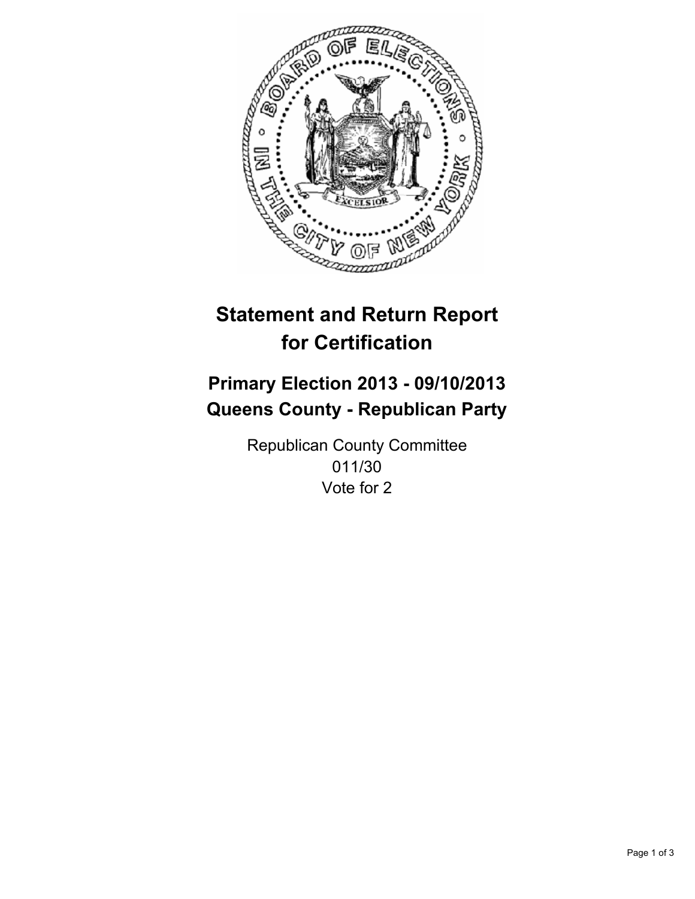# Statement and Return Report for Certification

## Primary Election 2013 - 09/10/2013
## Queens County - Republican Party

Republican County Committee
011/30
Vote for 2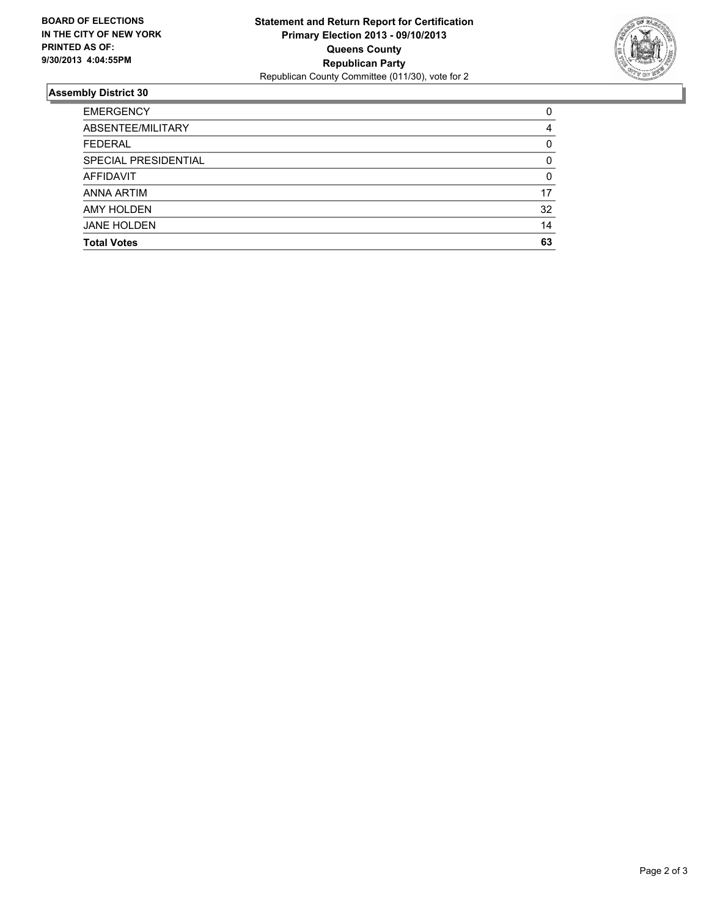**BOARD OF ELECTIONS IN THE CITY OF NEW YORK PRINTED AS OF: 9/30/2013 4:04:55PM**

**Statement and Return Report for Certification**
**Primary Election 2013 - 09/10/2013**
**Queens County**
**Republican Party**
Republican County Committee (011/30), vote for 2

## Assembly District 30

| | |
|---|---|
| EMERGENCY | 0 |
| ABSENTEE/MILITARY | 4 |
| FEDERAL | 0 |
| SPECIAL PRESIDENTIAL | 0 |
| AFFIDAVIT | 0 |
| ANNA ARTIM | 17 |
| AMY HOLDEN | 32 |
| JANE HOLDEN | 14 |
| **Total Votes** | **63** |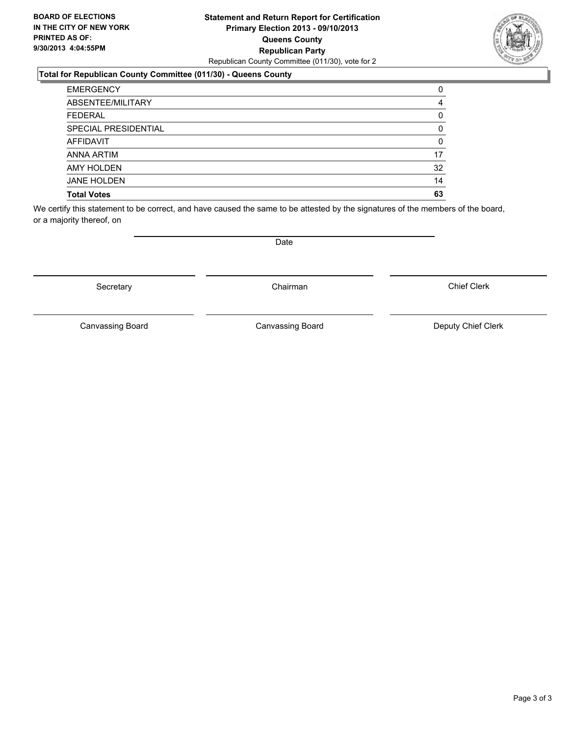**BOARD OF ELECTIONS IN THE CITY OF NEW YORK PRINTED AS OF: 9/30/2013 4:04:55PM**

**Statement and Return Report for Certification**
**Primary Election 2013 - 09/10/2013**
**Queens County**
**Republican Party**
Republican County Committee (011/30), vote for 2

### Total for Republican County Committee (011/30) - Queens County

| | |
|---|---|
| EMERGENCY | 0 |
| ABSENTEE/MILITARY | 4 |
| FEDERAL | 0 |
| SPECIAL PRESIDENTIAL | 0 |
| AFFIDAVIT | 0 |
| ANNA ARTIM | 17 |
| AMY HOLDEN | 32 |
| JANE HOLDEN | 14 |
| **Total Votes** | **63** |

We certify this statement to be correct, and have caused the same to be attested by the signatures of the members of the board, or a majority thereof, on

Date

Secretary

Chairman

Chief Clerk

Canvassing Board

Canvassing Board

Deputy Chief Clerk